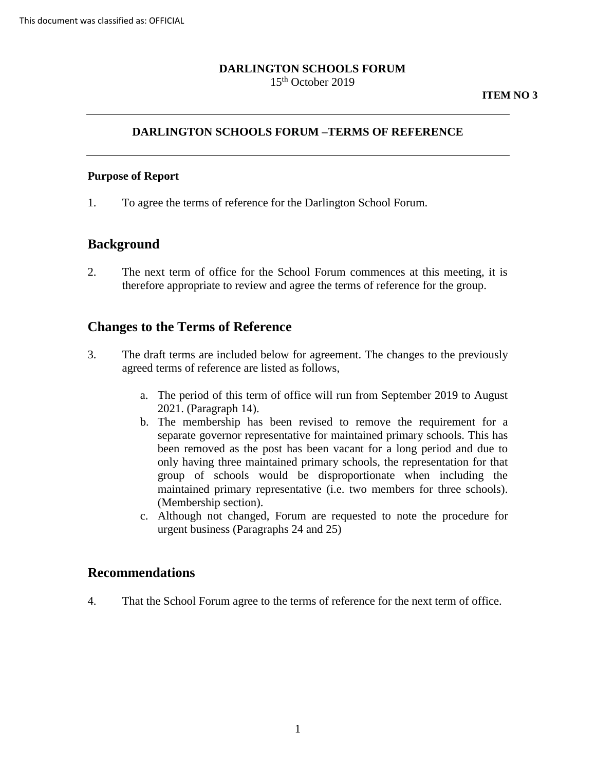This document was classified as: OFFICIAL

**DARLINGTON SCHOOLS FORUM**
15th October 2019

**ITEM NO 3**

---

**DARLINGTON SCHOOLS FORUM –TERMS OF REFERENCE**

---

**Purpose of Report**

1. To agree the terms of reference for the Darlington School Forum.

## Background

2. The next term of office for the School Forum commences at this meeting, it is therefore appropriate to review and agree the terms of reference for the group.

## Changes to the Terms of Reference

3. The draft terms are included below for agreement. The changes to the previously agreed terms of reference are listed as follows,

    a. The period of this term of office will run from September 2019 to August 2021. (Paragraph 14).
    b. The membership has been revised to remove the requirement for a separate governor representative for maintained primary schools. This has been removed as the post has been vacant for a long period and due to only having three maintained primary schools, the representation for that group of schools would be disproportionate when including the maintained primary representative (i.e. two members for three schools). (Membership section).
    c. Although not changed, Forum are requested to note the procedure for urgent business (Paragraphs 24 and 25)

## Recommendations

4. That the School Forum agree to the terms of reference for the next term of office.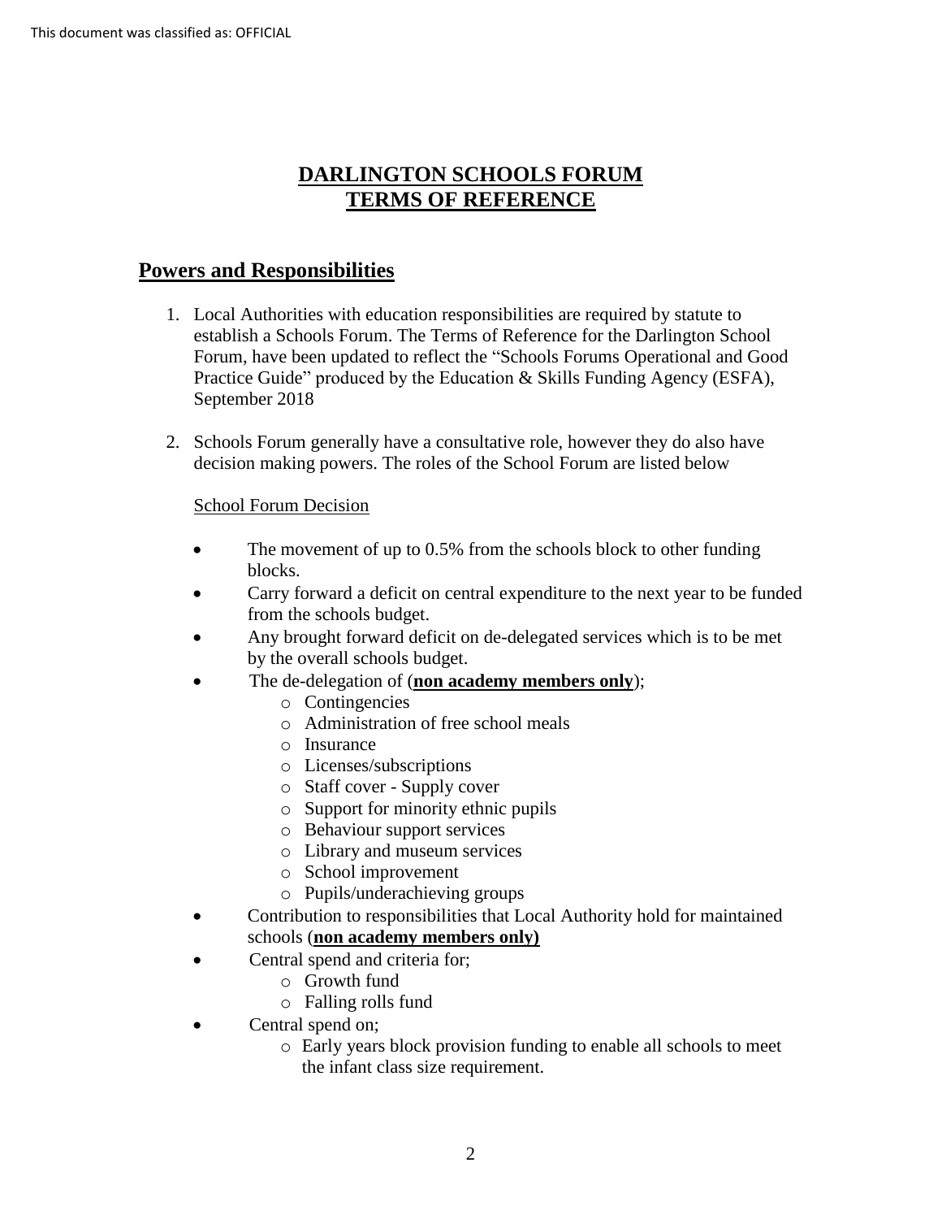# DARLINGTON SCHOOLS FORUM
# TERMS OF REFERENCE

## Powers and Responsibilities

1. Local Authorities with education responsibilities are required by statute to establish a Schools Forum. The Terms of Reference for the Darlington School Forum, have been updated to reflect the "Schools Forums Operational and Good Practice Guide" produced by the Education & Skills Funding Agency (ESFA), September 2018

2. Schools Forum generally have a consultative role, however they do also have decision making powers. The roles of the School Forum are listed below

   School Forum Decision

   - The movement of up to 0.5% from the schools block to other funding blocks.
   - Carry forward a deficit on central expenditure to the next year to be funded from the schools budget.
   - Any brought forward deficit on de-delegated services which is to be met by the overall schools budget.
   - The de-delegation of (**non academy members only**);
     - Contingencies
     - Administration of free school meals
     - Insurance
     - Licenses/subscriptions
     - Staff cover - Supply cover
     - Support for minority ethnic pupils
     - Behaviour support services
     - Library and museum services
     - School improvement
     - Pupils/underachieving groups
   - Contribution to responsibilities that Local Authority hold for maintained schools (**non academy members only)**
   - Central spend and criteria for;
     - Growth fund
     - Falling rolls fund
   - Central spend on;
     - Early years block provision funding to enable all schools to meet the infant class size requirement.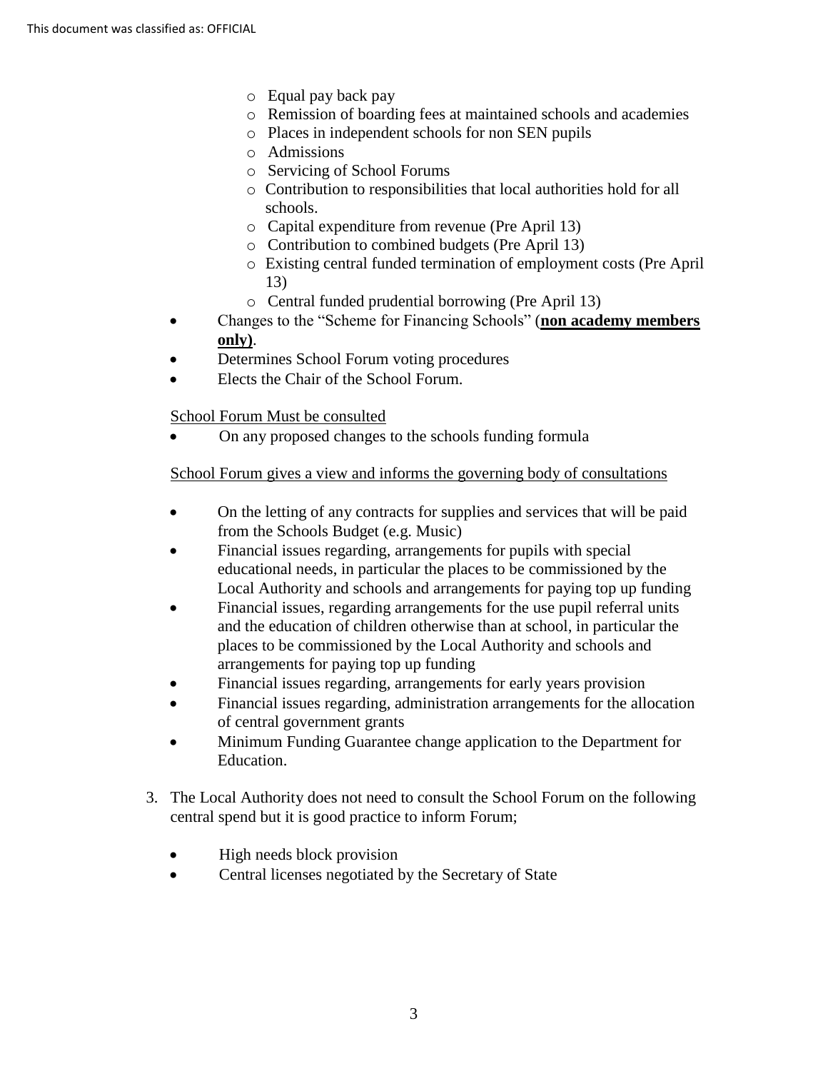- Equal pay back pay
  - Remission of boarding fees at maintained schools and academies
  - Places in independent schools for non SEN pupils
  - Admissions
  - Servicing of School Forums
  - Contribution to responsibilities that local authorities hold for all schools.
  - Capital expenditure from revenue (Pre April 13)
  - Contribution to combined budgets (Pre April 13)
  - Existing central funded termination of employment costs (Pre April 13)
  - Central funded prudential borrowing (Pre April 13)
- Changes to the "Scheme for Financing Schools" (**non academy members only)**.
- Determines School Forum voting procedures
- Elects the Chair of the School Forum.

School Forum Must be consulted

- On any proposed changes to the schools funding formula

School Forum gives a view and informs the governing body of consultations

- On the letting of any contracts for supplies and services that will be paid from the Schools Budget (e.g. Music)
- Financial issues regarding, arrangements for pupils with special educational needs, in particular the places to be commissioned by the Local Authority and schools and arrangements for paying top up funding
- Financial issues, regarding arrangements for the use pupil referral units and the education of children otherwise than at school, in particular the places to be commissioned by the Local Authority and schools and arrangements for paying top up funding
- Financial issues regarding, arrangements for early years provision
- Financial issues regarding, administration arrangements for the allocation of central government grants
- Minimum Funding Guarantee change application to the Department for Education.

3. The Local Authority does not need to consult the School Forum on the following central spend but it is good practice to inform Forum;

   - High needs block provision
   - Central licenses negotiated by the Secretary of State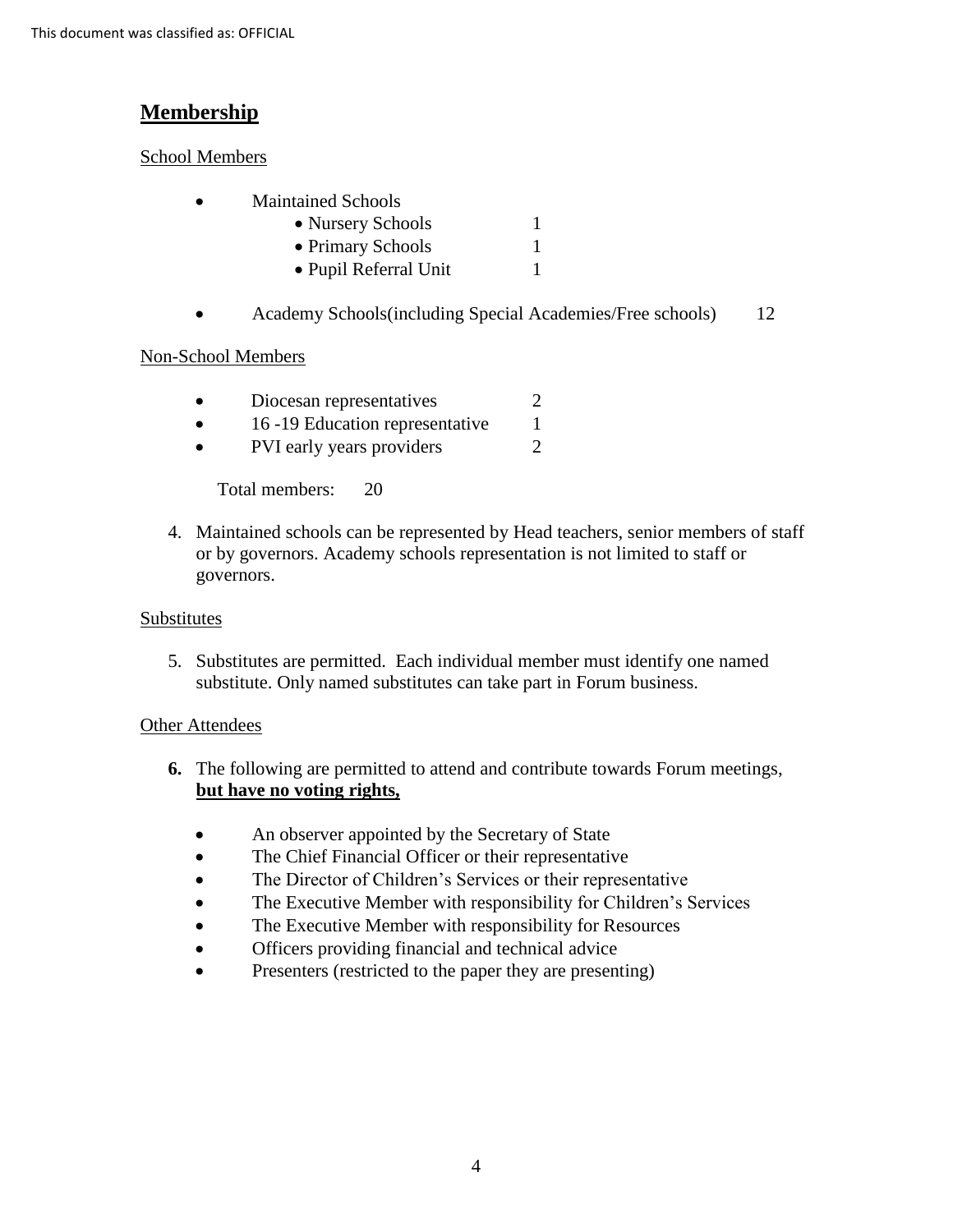## Membership

School Members

- Maintained Schools
  - Nursery Schools 1
  - Primary Schools 1
  - Pupil Referral Unit 1
- Academy Schools(including Special Academies/Free schools) 12

Non-School Members

- Diocesan representatives 2
- 16 -19 Education representative 1
- PVI early years providers 2

Total members: 20

4. Maintained schools can be represented by Head teachers, senior members of staff or by governors. Academy schools representation is not limited to staff or governors.

Substitutes

5. Substitutes are permitted. Each individual member must identify one named substitute. Only named substitutes can take part in Forum business.

Other Attendees

**6.** The following are permitted to attend and contribute towards Forum meetings, **but have no voting rights,**

- An observer appointed by the Secretary of State
- The Chief Financial Officer or their representative
- The Director of Children's Services or their representative
- The Executive Member with responsibility for Children's Services
- The Executive Member with responsibility for Resources
- Officers providing financial and technical advice
- Presenters (restricted to the paper they are presenting)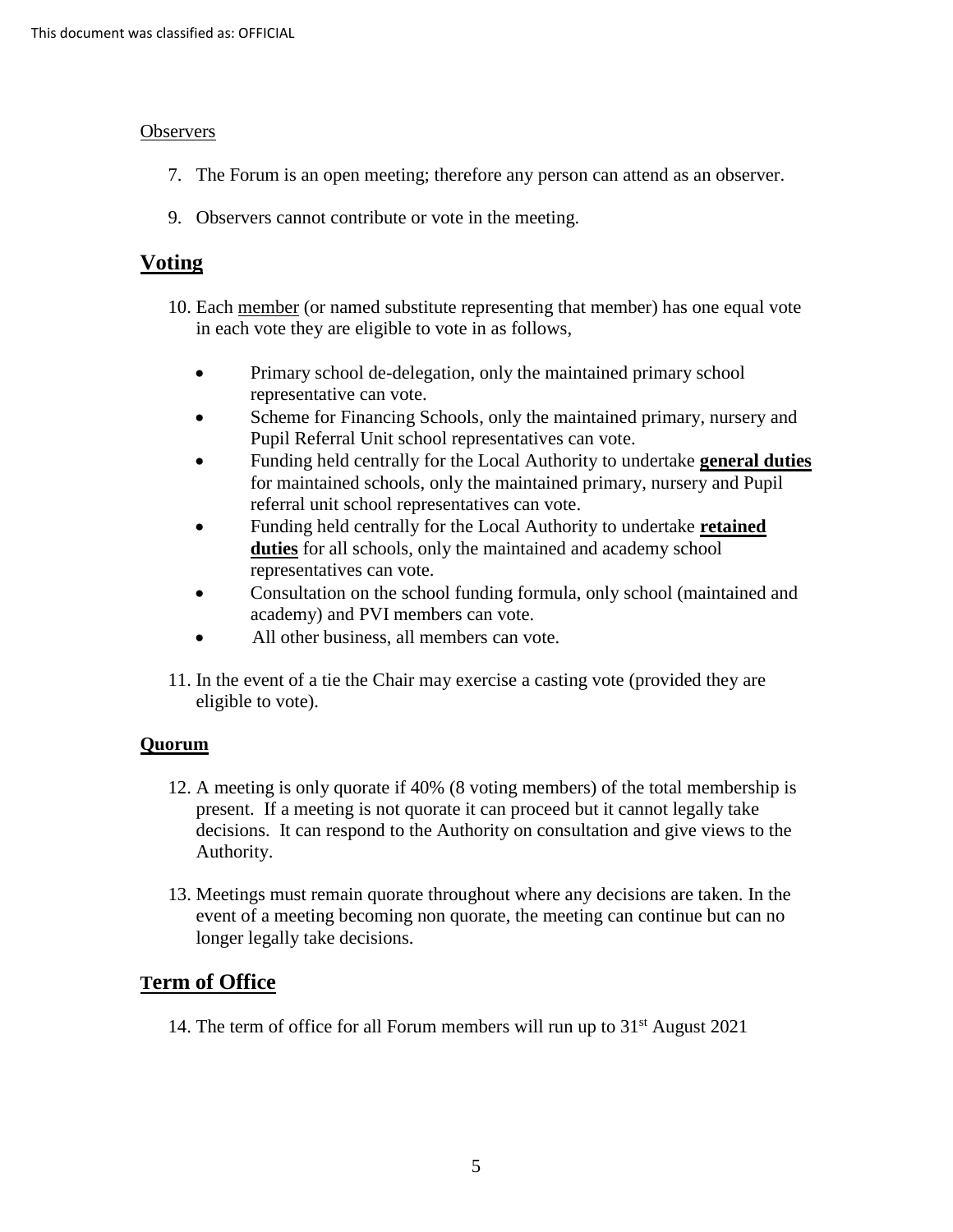Observers

7. The Forum is an open meeting; therefore any person can attend as an observer.

9. Observers cannot contribute or vote in the meeting.

## Voting

10. Each member (or named substitute representing that member) has one equal vote in each vote they are eligible to vote in as follows,

    - Primary school de-delegation, only the maintained primary school representative can vote.
    - Scheme for Financing Schools, only the maintained primary, nursery and Pupil Referral Unit school representatives can vote.
    - Funding held centrally for the Local Authority to undertake **general duties** for maintained schools, only the maintained primary, nursery and Pupil referral unit school representatives can vote.
    - Funding held centrally for the Local Authority to undertake **retained duties** for all schools, only the maintained and academy school representatives can vote.
    - Consultation on the school funding formula, only school (maintained and academy) and PVI members can vote.
    - All other business, all members can vote.

11. In the event of a tie the Chair may exercise a casting vote (provided they are eligible to vote).

### Quorum

12. A meeting is only quorate if 40% (8 voting members) of the total membership is present. If a meeting is not quorate it can proceed but it cannot legally take decisions. It can respond to the Authority on consultation and give views to the Authority.

13. Meetings must remain quorate throughout where any decisions are taken. In the event of a meeting becoming non quorate, the meeting can continue but can no longer legally take decisions.

## Term of Office

14. The term of office for all Forum members will run up to 31st August 2021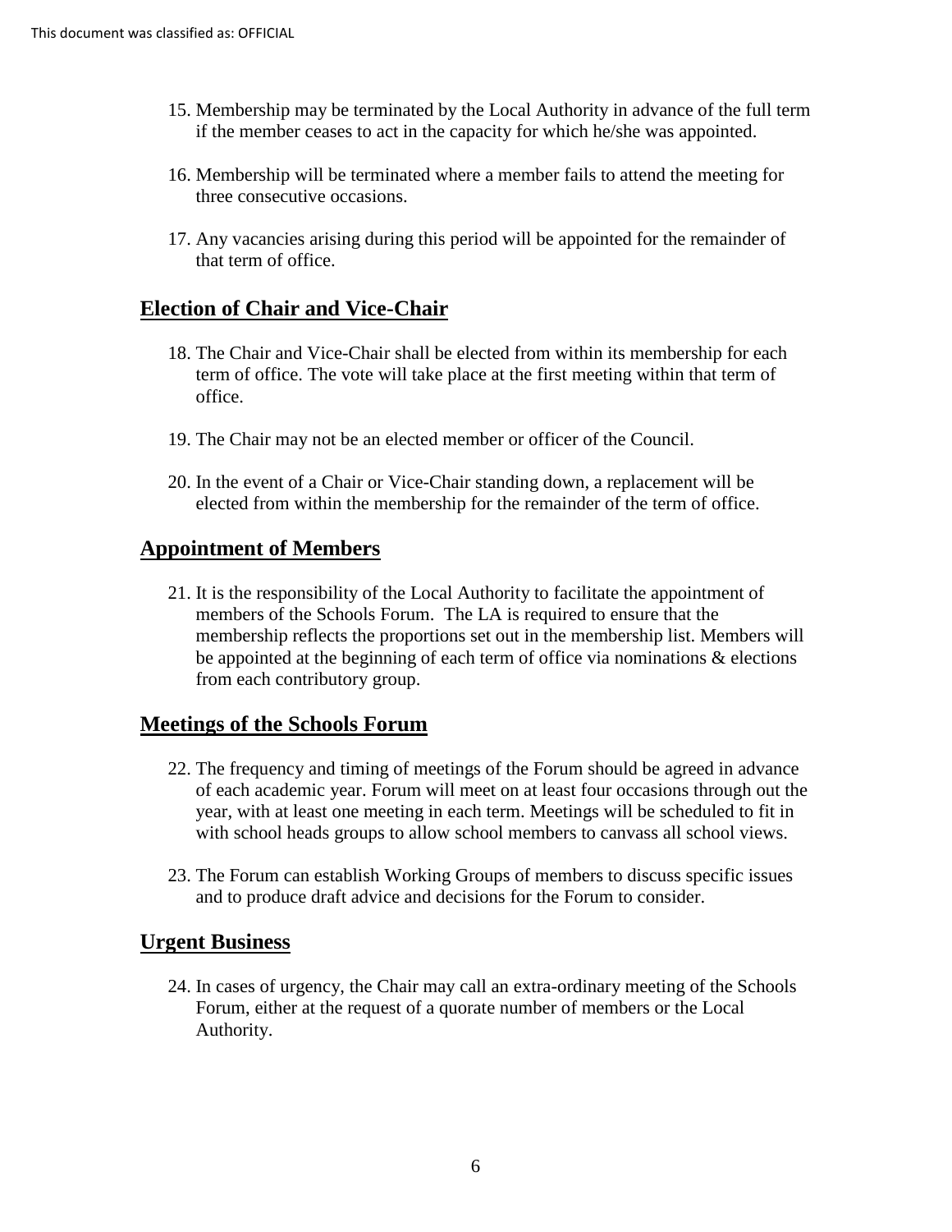15. Membership may be terminated by the Local Authority in advance of the full term if the member ceases to act in the capacity for which he/she was appointed.

16. Membership will be terminated where a member fails to attend the meeting for three consecutive occasions.

17. Any vacancies arising during this period will be appointed for the remainder of that term of office.

## Election of Chair and Vice-Chair

18. The Chair and Vice-Chair shall be elected from within its membership for each term of office. The vote will take place at the first meeting within that term of office.

19. The Chair may not be an elected member or officer of the Council.

20. In the event of a Chair or Vice-Chair standing down, a replacement will be elected from within the membership for the remainder of the term of office.

## Appointment of Members

21. It is the responsibility of the Local Authority to facilitate the appointment of members of the Schools Forum. The LA is required to ensure that the membership reflects the proportions set out in the membership list. Members will be appointed at the beginning of each term of office via nominations & elections from each contributory group.

## Meetings of the Schools Forum

22. The frequency and timing of meetings of the Forum should be agreed in advance of each academic year. Forum will meet on at least four occasions through out the year, with at least one meeting in each term. Meetings will be scheduled to fit in with school heads groups to allow school members to canvass all school views.

23. The Forum can establish Working Groups of members to discuss specific issues and to produce draft advice and decisions for the Forum to consider.

## Urgent Business

24. In cases of urgency, the Chair may call an extra-ordinary meeting of the Schools Forum, either at the request of a quorate number of members or the Local Authority.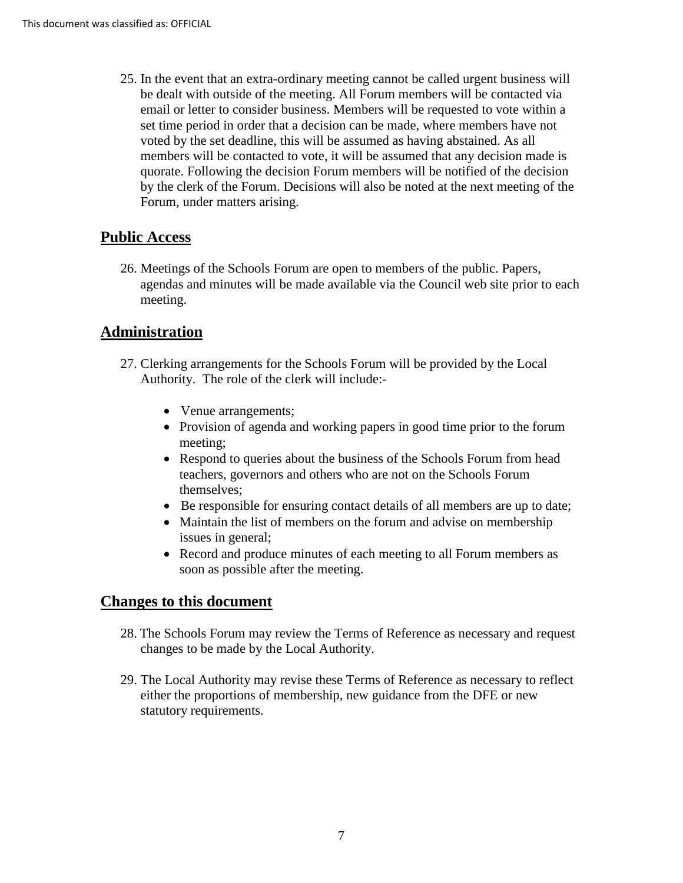25. In the event that an extra-ordinary meeting cannot be called urgent business will be dealt with outside of the meeting. All Forum members will be contacted via email or letter to consider business. Members will be requested to vote within a set time period in order that a decision can be made, where members have not voted by the set deadline, this will be assumed as having abstained. As all members will be contacted to vote, it will be assumed that any decision made is quorate. Following the decision Forum members will be notified of the decision by the clerk of the Forum. Decisions will also be noted at the next meeting of the Forum, under matters arising.

## Public Access

26. Meetings of the Schools Forum are open to members of the public. Papers, agendas and minutes will be made available via the Council web site prior to each meeting.

## Administration

27. Clerking arrangements for the Schools Forum will be provided by the Local Authority. The role of the clerk will include:-

    - Venue arrangements;
    - Provision of agenda and working papers in good time prior to the forum meeting;
    - Respond to queries about the business of the Schools Forum from head teachers, governors and others who are not on the Schools Forum themselves;
    - Be responsible for ensuring contact details of all members are up to date;
    - Maintain the list of members on the forum and advise on membership issues in general;
    - Record and produce minutes of each meeting to all Forum members as soon as possible after the meeting.

## Changes to this document

28. The Schools Forum may review the Terms of Reference as necessary and request changes to be made by the Local Authority.

29. The Local Authority may revise these Terms of Reference as necessary to reflect either the proportions of membership, new guidance from the DFE or new statutory requirements.